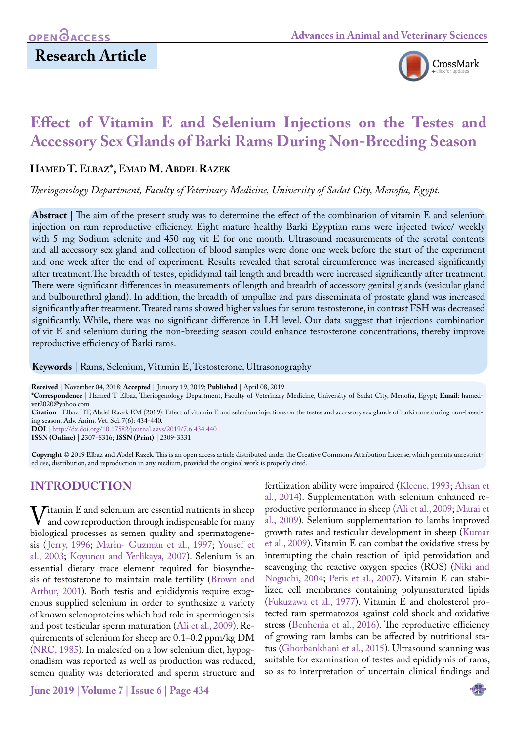OPEN ACCESS

## Research Article

# Effect of Vitamin E and Selenium Injections on the Testes and Accessory Sex Glands of Barki Rams During Non-Breeding Season

**Hamed T. Elbaz\*, Emad M. Abdel Razek**

*Theriogenology Department, Faculty of Veterinary Medicine, University of Sadat City, Menofia, Egypt.*

**Abstract** | The aim of the present study was to determine the effect of the combination of vitamin E and selenium injection on ram reproductive efficiency. Eight mature healthy Barki Egyptian rams were injected twice/ weekly with 5 mg Sodium selenite and 450 mg vit E for one month. Ultrasound measurements of the scrotal contents and all accessory sex gland and collection of blood samples were done one week before the start of the experiment and one week after the end of experiment. Results revealed that scrotal circumference was increased significantly after treatment.The breadth of testes, epididymal tail length and breadth were increased significantly after treatment. There were significant differences in measurements of length and breadth of accessory genital glands (vesicular gland and bulbourethral gland). In addition, the breadth of ampullae and pars disseminata of prostate gland was increased significantly after treatment. Treated rams showed higher values for serum testosterone, in contrast FSH was decreased significantly. While, there was no significant difference in LH level. Our data suggest that injections combination of vit E and selenium during the non-breeding season could enhance testosterone concentrations, thereby improve reproductive efficiency of Barki rams.

**Keywords** | Rams, Selenium, Vitamin E, Testosterone, Ultrasonography

**Received** | November 04, 2018; **Accepted** | January 19, 2019; **Published** | April 08, 2019

**\*Correspondence** | Hamed T Elbaz, Theriogenology Department, Faculty of Veterinary Medicine, University of Sadat City, Menofia, Egypt; **Email**: hamed-vet2020@yahoo.com

**Citation** | Elbaz HT, Abdel Razek EM (2019). Effect of vitamin E and selenium injections on the testes and accessory sex glands of barki rams during non-breeding season. Adv. Anim. Vet. Sci. 7(6): 434-440.

**DOI** | http://dx.doi.org/10.17582/journal.aavs/2019/7.6.434.440

**ISSN (Online)** | 2307-8316; **ISSN (Print)** | 2309-3331

**Copyright** © 2019 Elbaz and Abdel Razek. This is an open access article distributed under the Creative Commons Attribution License, which permits unrestricted use, distribution, and reproduction in any medium, provided the original work is properly cited.

## INTRODUCTION

Vitamin E and selenium are essential nutrients in sheep and cow reproduction through indispensable for many biological processes as semen quality and spermatogenesis (Jerry, 1996; Marin- Guzman et al., 1997; Yousef et al., 2003; Koyuncu and Yerlikaya, 2007). Selenium is an essential dietary trace element required for biosynthesis of testosterone to maintain male fertility (Brown and Arthur, 2001). Both testis and epididymis require exogenous supplied selenium in order to synthesize a variety of known selenoproteins which had role in spermiogenesis and post testicular sperm maturation (Ali et al., 2009). Requirements of selenium for sheep are 0.1–0.2 ppm/kg DM (NRC, 1985). In malesfed on a low selenium diet, hypogonadism was reported as well as production was reduced, semen quality was deteriorated and sperm structure and fertilization ability were impaired (Kleene, 1993; Ahsan et al., 2014). Supplementation with selenium enhanced reproductive performance in sheep (Ali et al., 2009; Marai et al., 2009). Selenium supplementation to lambs improved growth rates and testicular development in sheep (Kumar et al., 2009). Vitamin E can combat the oxidative stress by interrupting the chain reaction of lipid peroxidation and scavenging the reactive oxygen species (ROS) (Niki and Noguchi, 2004; Peris et al., 2007). Vitamin E can stabilized cell membranes containing polyunsaturated lipids (Fukuzawa et al., 1977). Vitamin E and cholesterol protected ram spermatozoa against cold shock and oxidative stress (Benhenia et al., 2016). The reproductive efficiency of growing ram lambs can be affected by nutritional status (Ghorbankhani et al., 2015). Ultrasound scanning was suitable for examination of testes and epididymis of rams, so as to interpretation of uncertain clinical findings and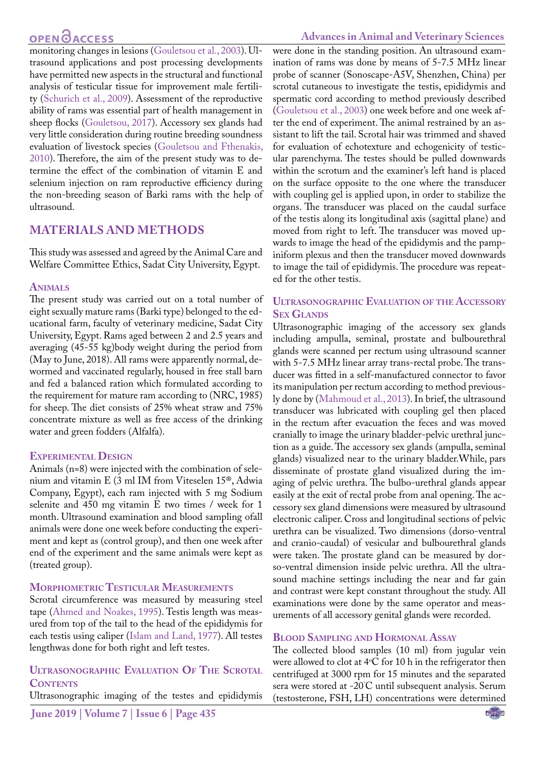monitoring changes in lesions (Gouletsou et al., 2003). Ultrasound applications and post processing developments have permitted new aspects in the structural and functional analysis of testicular tissue for improvement male fertility (Schurich et al., 2009). Assessment of the reproductive ability of rams was essential part of health management in sheep flocks (Gouletsou, 2017). Accessory sex glands had very little consideration during routine breeding soundness evaluation of livestock species (Gouletsou and Fthenakis, 2010). Therefore, the aim of the present study was to determine the effect of the combination of vitamin E and selenium injection on ram reproductive efficiency during the non-breeding season of Barki rams with the help of ultrasound.

## MATERIALS AND METHODS

This study was assessed and agreed by the Animal Care and Welfare Committee Ethics, Sadat City University, Egypt.

### Animals

The present study was carried out on a total number of eight sexually mature rams (Barki type) belonged to the educational farm, faculty of veterinary medicine, Sadat City University, Egypt. Rams aged between 2 and 2.5 years and averaging (45-55 kg)body weight during the period from (May to June, 2018). All rams were apparently normal, dewormed and vaccinated regularly, housed in free stall barn and fed a balanced ration which formulated according to the requirement for mature ram according to (NRC, 1985) for sheep. The diet consists of 25% wheat straw and 75% concentrate mixture as well as free access of the drinking water and green fodders (Alfalfa).

### Experimental Design

Animals (n=8) were injected with the combination of selenium and vitamin E (3 ml IM from Viteselen 15®, Adwia Company, Egypt), each ram injected with 5 mg Sodium selenite and 450 mg vitamin E two times / week for 1 month. Ultrasound examination and blood sampling ofall animals were done one week before conducting the experiment and kept as (control group), and then one week after end of the experiment and the same animals were kept as (treated group).

### Morphometric Testicular Measurements

Scrotal circumference was measured by measuring steel tape (Ahmed and Noakes, 1995). Testis length was measured from top of the tail to the head of the epididymis for each testis using caliper (Islam and Land, 1977). All testes lengthwas done for both right and left testes.

### Ultrasonographic Evaluation Of The Scrotal Contents

Ultrasonographic imaging of the testes and epididymis were done in the standing position. An ultrasound examination of rams was done by means of 5-7.5 MHz linear probe of scanner (Sonoscape-A5V, Shenzhen, China) per scrotal cutaneous to investigate the testis, epididymis and spermatic cord according to method previously described (Gouletsou et al., 2003) one week before and one week after the end of experiment. The animal restrained by an assistant to lift the tail. Scrotal hair was trimmed and shaved for evaluation of echotexture and echogenicity of testicular parenchyma. The testes should be pulled downwards within the scrotum and the examiner's left hand is placed on the surface opposite to the one where the transducer with coupling gel is applied upon, in order to stabilize the organs. The transducer was placed on the caudal surface of the testis along its longitudinal axis (sagittal plane) and moved from right to left. The transducer was moved upwards to image the head of the epididymis and the pampiniform plexus and then the transducer moved downwards to image the tail of epididymis. The procedure was repeated for the other testis.

### Ultrasonographic Evaluation of the Accessory Sex Glands

Ultrasonographic imaging of the accessory sex glands including ampulla, seminal, prostate and bulbourethral glands were scanned per rectum using ultrasound scanner with 5-7.5 MHz linear array trans-rectal probe. The transducer was fitted in a self-manufactured connector to favor its manipulation per rectum according to method previously done by (Mahmoud et al., 2013). In brief, the ultrasound transducer was lubricated with coupling gel then placed in the rectum after evacuation the feces and was moved cranially to image the urinary bladder-pelvic urethral junction as a guide. The accessory sex glands (ampulla, seminal glands) visualized near to the urinary bladder.While, pars disseminate of prostate gland visualized during the imaging of pelvic urethra. The bulbo-urethral glands appear easily at the exit of rectal probe from anal opening. The accessory sex gland dimensions were measured by ultrasound electronic caliper. Cross and longitudinal sections of pelvic urethra can be visualized. Two dimensions (dorso-ventral and cranio-caudal) of vesicular and bulbourethral glands were taken. The prostate gland can be measured by dorso-ventral dimension inside pelvic urethra. All the ultrasound machine settings including the near and far gain and contrast were kept constant throughout the study. All examinations were done by the same operator and measurements of all accessory genital glands were recorded.

### Blood Sampling and Hormonal Assay

The collected blood samples (10 ml) from jugular vein were allowed to clot at 4°C for 10 h in the refrigerator then centrifuged at 3000 rpm for 15 minutes and the separated sera were stored at -20°C until subsequent analysis. Serum (testosterone, FSH, LH) concentrations were determined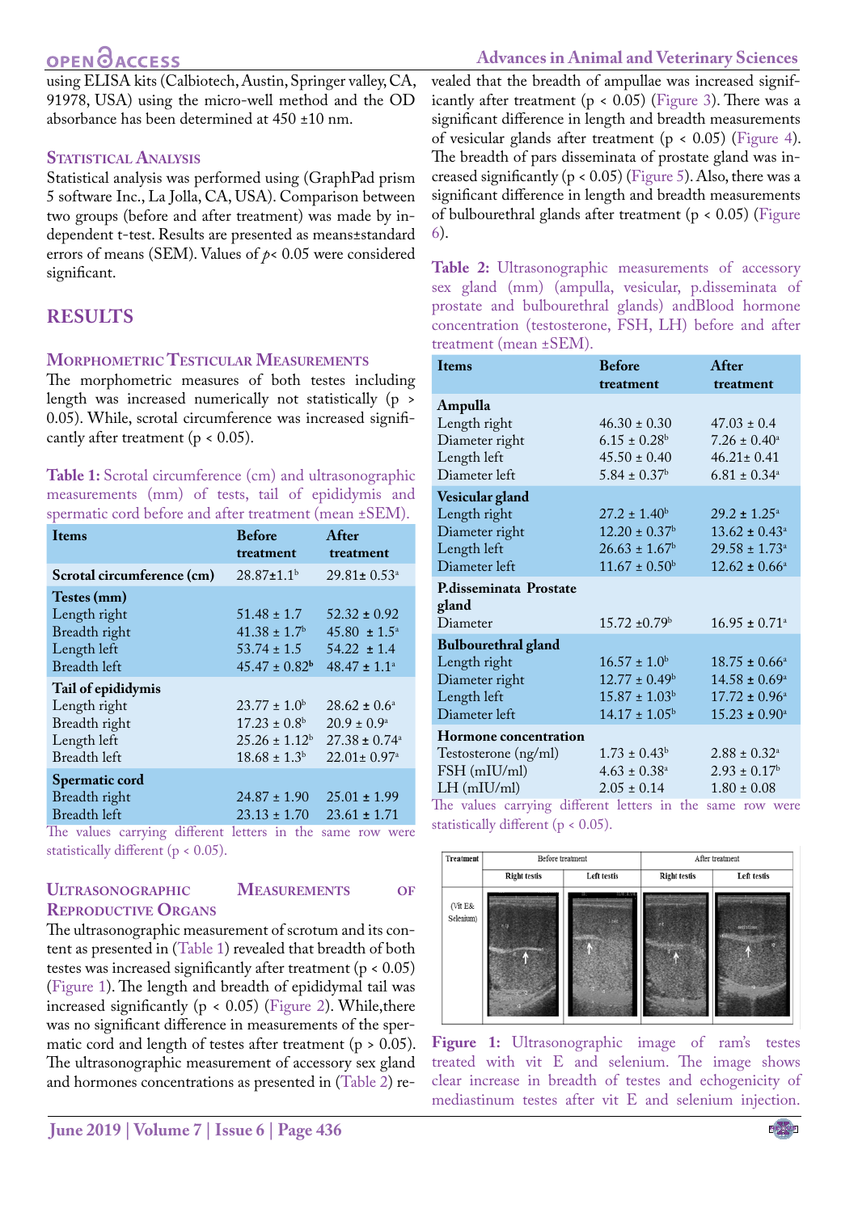using ELISA kits (Calbiotech, Austin, Springer valley, CA, 91978, USA) using the micro-well method and the OD absorbance has been determined at 450 ±10 nm.

### Statistical Analysis

Statistical analysis was performed using (GraphPad prism 5 software Inc., La Jolla, CA, USA). Comparison between two groups (before and after treatment) was made by independent t-test. Results are presented as means±standard errors of means (SEM). Values of $p < 0.05$ were considered significant.

## RESULTS

### Morphometric Testicular Measurements

The morphometric measures of both testes including length was increased numerically not statistically ($p > 0.05$). While, scrotal circumference was increased significantly after treatment ($p < 0.05$).

**Table 1:** Scrotal circumference (cm) and ultrasonographic measurements (mm) of tests, tail of epididymis and spermatic cord before and after treatment (mean ±SEM).

| Items | Before treatment | After treatment |
|---|---|---|
| **Scrotal circumference (cm)** | 28.87±1.1[b] | 29.81± 0.53[a] |
| **Testes (mm)** | | |
| Length right | 51.48 ± 1.7 | 52.32 ± 0.92 |
| Breadth right | 41.38 ± 1.7[b] | 45.80 ± 1.5[a] |
| Length left | 53.74 ± 1.5 | 54.22 ± 1.4 |
| Breadth left | 45.47 ± 0.82[b] | 48.47 ± 1.1[a] |
| **Tail of epididymis** | | |
| Length right | 23.77 ± 1.0[b] | 28.62 ± 0.6[a] |
| Breadth right | 17.23 ± 0.8[b] | 20.9 ± 0.9[a] |
| Length left | 25.26 ± 1.12[b] | 27.38 ± 0.74[a] |
| Breadth left | 18.68 ± 1.3[b] | 22.01± 0.97[a] |
| **Spermatic cord** | | |
| Breadth right | 24.87 ± 1.90 | 25.01 ± 1.99 |
| Breadth left | 23.13 ± 1.70 | 23.61 ± 1.71 |

The values carrying different letters in the same row were statistically different ($p < 0.05$).

### Ultrasonographic Measurements of Reproductive Organs

The ultrasonographic measurement of scrotum and its content as presented in (Table 1) revealed that breadth of both testes was increased significantly after treatment ($p < 0.05$) (Figure 1). The length and breadth of epididymal tail was increased significantly ($p < 0.05$) (Figure 2). While,there was no significant difference in measurements of the spermatic cord and length of testes after treatment ($p > 0.05$). The ultrasonographic measurement of accessory sex gland and hormones concentrations as presented in (Table 2) revealed that the breadth of ampullae was increased significantly after treatment ($p < 0.05$) (Figure 3). There was a significant difference in length and breadth measurements of vesicular glands after treatment ($p < 0.05$) (Figure 4). The breadth of pars disseminata of prostate gland was increased significantly ($p < 0.05$) (Figure 5). Also, there was a significant difference in length and breadth measurements of bulbourethral glands after treatment ($p < 0.05$) (Figure 6).

**Table 2:** Ultrasonographic measurements of accessory sex gland (mm) (ampulla, vesicular, p.disseminata of prostate and bulbourethral glands) andBlood hormone concentration (testosterone, FSH, LH) before and after treatment (mean ±SEM).

| Items | Before treatment | After treatment |
|---|---|---|
| **Ampulla** | | |
| Length right | 46.30 ± 0.30 | 47.03 ± 0.4 |
| Diameter right | 6.15 ± 0.28[b] | 7.26 ± 0.40[a] |
| Length left | 45.50 ± 0.40 | 46.21± 0.41 |
| Diameter left | 5.84 ± 0.37[b] | 6.81 ± 0.34[a] |
| **Vesicular gland** | | |
| Length right | 27.2 ± 1.40[b] | 29.2 ± 1.25[a] |
| Diameter right | 12.20 ± 0.37[b] | 13.62 ± 0.43[a] |
| Length left | 26.63 ± 1.67[b] | 29.58 ± 1.73[a] |
| Diameter left | 11.67 ± 0.50[b] | 12.62 ± 0.66[a] |
| **P.disseminata Prostate gland** | | |
| Diameter | 15.72 ±0.79[b] | 16.95 ± 0.71[a] |
| **Bulbourethral gland** | | |
| Length right | 16.57 ± 1.0[b] | 18.75 ± 0.66[a] |
| Diameter right | 12.77 ± 0.49[b] | 14.58 ± 0.69[a] |
| Length left | 15.87 ± 1.03[b] | 17.72 ± 0.96[a] |
| Diameter left | 14.17 ± 1.05[b] | 15.23 ± 0.90[a] |
| **Hormone concentration** | | |
| Testosterone (ng/ml) | 1.73 ± 0.43[b] | 2.88 ± 0.32[a] |
| FSH (mIU/ml) | 4.63 ± 0.38[a] | 2.93 ± 0.17[b] |
| LH (mIU/ml) | 2.05 ± 0.14 | 1.80 ± 0.08 |

The values carrying different letters in the same row were statistically different ($p < 0.05$).

**Figure 1:** Ultrasonographic image of ram's testes treated with vit E and selenium. The image shows clear increase in breadth of testes and echogenicity of mediastinum testes after vit E and selenium injection.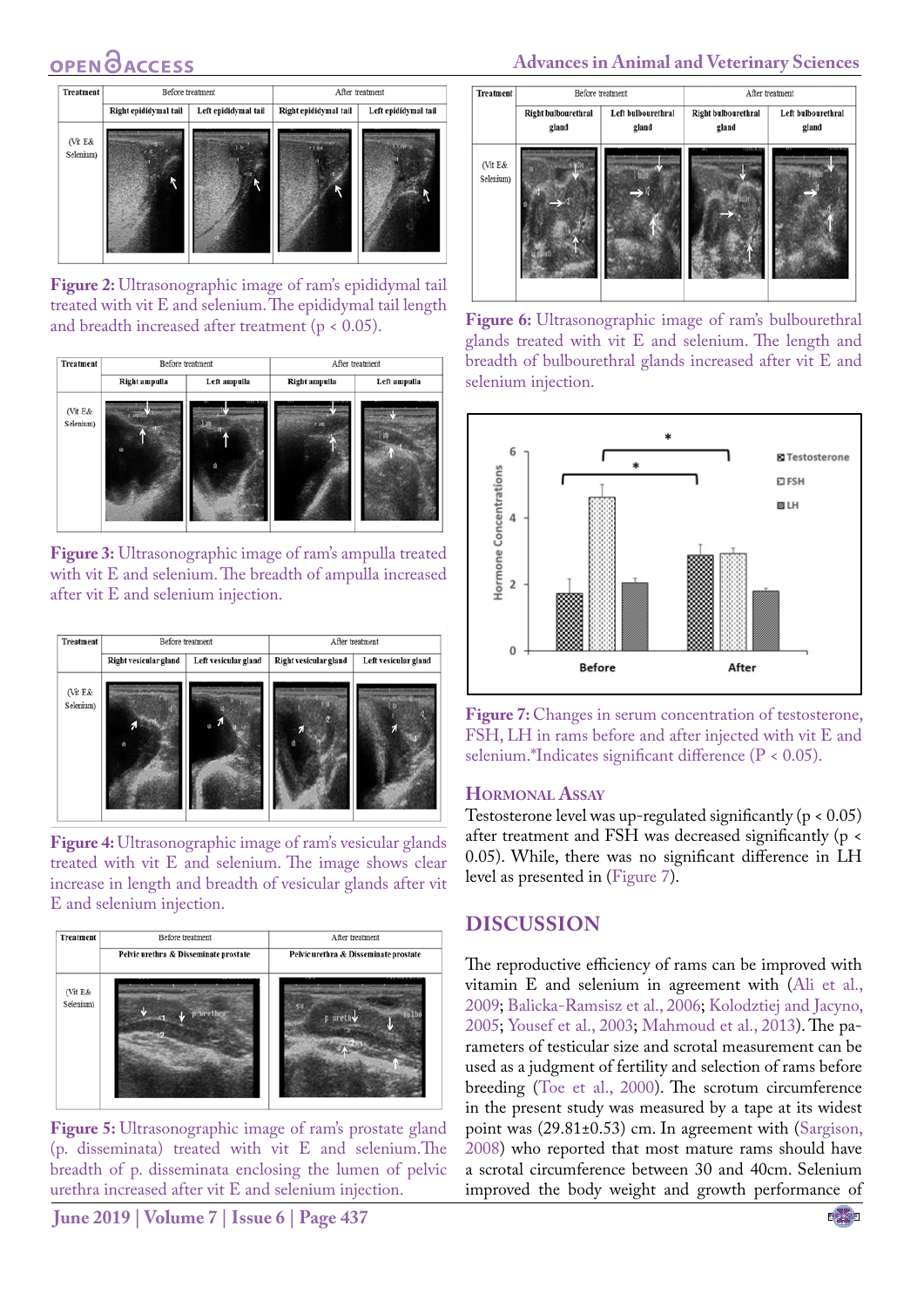| Treatment | Before treatment | | After treatment | |
|---|---|---|---|---|
| | Right epididymal tail | Left epididymal tail | Right epididymal tail | Left epididymal tail |
| (Vit E& Selenium) | | | | |

**Figure 2:** Ultrasonographic image of ram's epididymal tail treated with vit E and selenium. The epididymal tail length and breadth increased after treatment ($p < 0.05$).

| Treatment | Before treatment | | After treatment | |
|---|---|---|---|---|
| | Right ampulla | Left ampulla | Right ampulla | Left ampulla |
| (Vit E& Selenium) | | | | |

**Figure 3:** Ultrasonographic image of ram's ampulla treated with vit E and selenium. The breadth of ampulla increased after vit E and selenium injection.

| Treatment | Before treatment | | After treatment | |
|---|---|---|---|---|
| | Right vesicular gland | Left vesicular gland | Right vesicular gland | Left vesicular gland |
| (Vit E& Selenium) | | | | |

**Figure 4:** Ultrasonographic image of ram's vesicular glands treated with vit E and selenium. The image shows clear increase in length and breadth of vesicular glands after vit E and selenium injection.

| Treatment | Before treatment | After treatment |
|---|---|---|
| | Pelvic urethra & Disseminate prostate | Pelvic urethra & Disseminate prostate |
| (Vit E& Selenium) | | |

**Figure 5:** Ultrasonographic image of ram's prostate gland (p. disseminata) treated with vit E and selenium. The breadth of p. disseminata enclosing the lumen of pelvic urethra increased after vit E and selenium injection.

| Treatment | Before treatment | | After treatment | |
|---|---|---|---|---|
| | Right bulbourethral gland | Left bulbourethral gland | Right bulbourethral gland | Left bulbourethral gland |
| (Vit E& Selenium) | | | | |

**Figure 6:** Ultrasonographic image of ram's bulbourethral glands treated with vit E and selenium. The length and breadth of bulbourethral glands increased after vit E and selenium injection.

**Figure 7:** Changes in serum concentration of testosterone, FSH, LH in rams before and after injected with vit E and selenium.*Indicates significant difference ($P < 0.05$).

## Hormonal Assay

Testosterone level was up-regulated significantly ($p < 0.05$) after treatment and FSH was decreased significantly ($p < 0.05$). While, there was no significant difference in LH level as presented in (Figure 7).

## DISCUSSION

The reproductive efficiency of rams can be improved with vitamin E and selenium in agreement with (Ali et al., 2009; Balicka-Ramsisz et al., 2006; Kolodztiej and Jacyno, 2005; Yousef et al., 2003; Mahmoud et al., 2013). The parameters of testicular size and scrotal measurement can be used as a judgment of fertility and selection of rams before breeding (Toe et al., 2000). The scrotum circumference in the present study was measured by a tape at its widest point was (29.81±0.53) cm. In agreement with (Sargison, 2008) who reported that most mature rams should have a scrotal circumference between 30 and 40cm. Selenium improved the body weight and growth performance of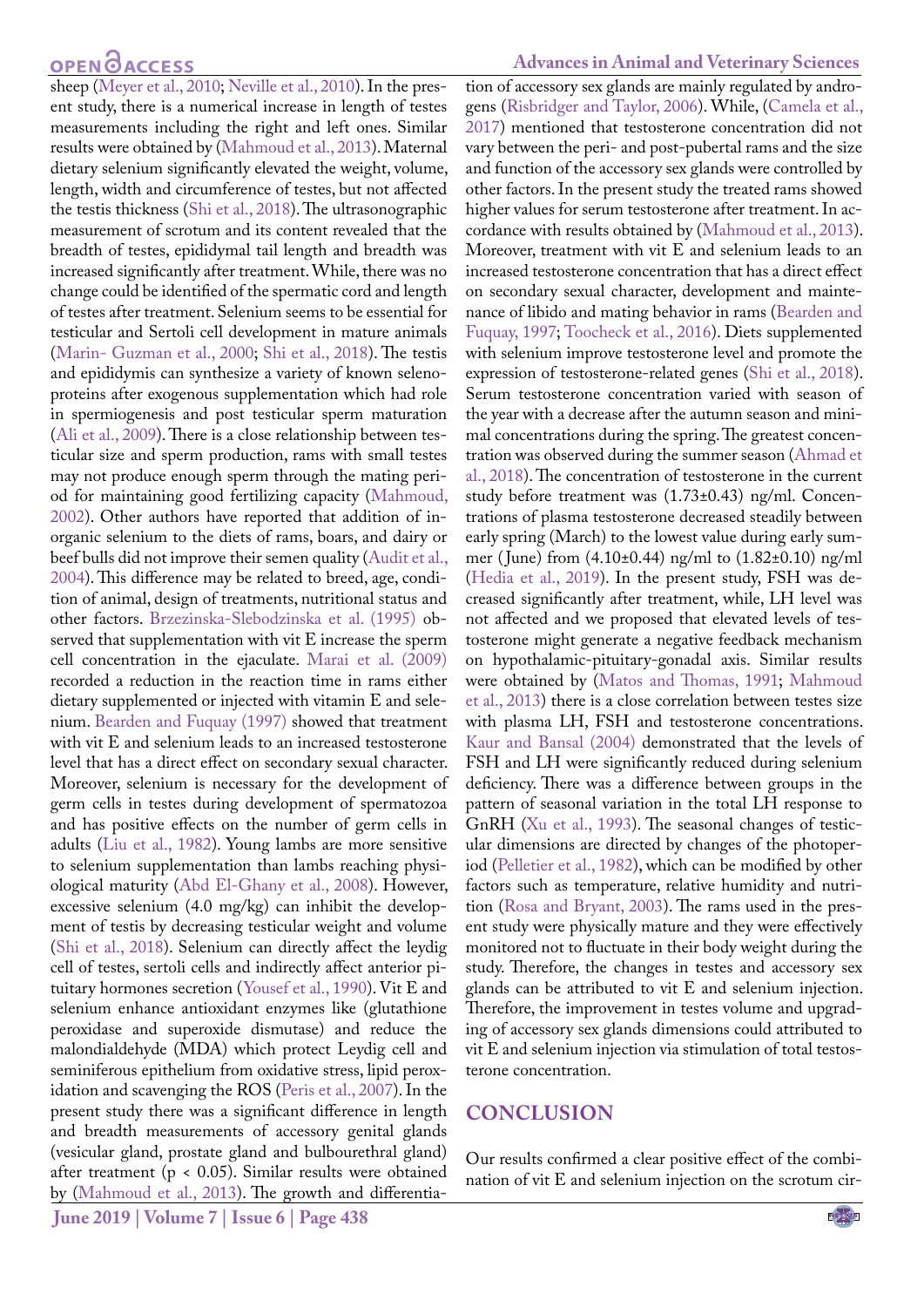sheep (Meyer et al., 2010; Neville et al., 2010). In the present study, there is a numerical increase in length of testes measurements including the right and left ones. Similar results were obtained by (Mahmoud et al., 2013). Maternal dietary selenium significantly elevated the weight, volume, length, width and circumference of testes, but not affected the testis thickness (Shi et al., 2018). The ultrasonographic measurement of scrotum and its content revealed that the breadth of testes, epididymal tail length and breadth was increased significantly after treatment. While, there was no change could be identified of the spermatic cord and length of testes after treatment. Selenium seems to be essential for testicular and Sertoli cell development in mature animals (Marin- Guzman et al., 2000; Shi et al., 2018). The testis and epididymis can synthesize a variety of known selenoproteins after exogenous supplementation which had role in spermiogenesis and post testicular sperm maturation (Ali et al., 2009). There is a close relationship between testicular size and sperm production, rams with small testes may not produce enough sperm through the mating period for maintaining good fertilizing capacity (Mahmoud, 2002). Other authors have reported that addition of inorganic selenium to the diets of rams, boars, and dairy or beef bulls did not improve their semen quality (Audit et al., 2004). This difference may be related to breed, age, condition of animal, design of treatments, nutritional status and other factors. Brzezinska-Slebodzinska et al. (1995) observed that supplementation with vit E increase the sperm cell concentration in the ejaculate. Marai et al. (2009) recorded a reduction in the reaction time in rams either dietary supplemented or injected with vitamin E and selenium. Bearden and Fuquay (1997) showed that treatment with vit E and selenium leads to an increased testosterone level that has a direct effect on secondary sexual character. Moreover, selenium is necessary for the development of germ cells in testes during development of spermatozoa and has positive effects on the number of germ cells in adults (Liu et al., 1982). Young lambs are more sensitive to selenium supplementation than lambs reaching physiological maturity (Abd El-Ghany et al., 2008). However, excessive selenium (4.0 mg/kg) can inhibit the development of testis by decreasing testicular weight and volume (Shi et al., 2018). Selenium can directly affect the leydig cell of testes, sertoli cells and indirectly affect anterior pituitary hormones secretion (Yousef et al., 1990). Vit E and selenium enhance antioxidant enzymes like (glutathione peroxidase and superoxide dismutase) and reduce the malondialdehyde (MDA) which protect Leydig cell and seminiferous epithelium from oxidative stress, lipid peroxidation and scavenging the ROS (Peris et al., 2007). In the present study there was a significant difference in length and breadth measurements of accessory genital glands (vesicular gland, prostate gland and bulbourethral gland) after treatment ($p < 0.05$). Similar results were obtained by (Mahmoud et al., 2013). The growth and differentiation of accessory sex glands are mainly regulated by androgens (Risbridger and Taylor, 2006). While, (Camela et al., 2017) mentioned that testosterone concentration did not vary between the peri- and post-pubertal rams and the size and function of the accessory sex glands were controlled by other factors. In the present study the treated rams showed higher values for serum testosterone after treatment. In accordance with results obtained by (Mahmoud et al., 2013). Moreover, treatment with vit E and selenium leads to an increased testosterone concentration that has a direct effect on secondary sexual character, development and maintenance of libido and mating behavior in rams (Bearden and Fuquay, 1997; Toocheck et al., 2016). Diets supplemented with selenium improve testosterone level and promote the expression of testosterone-related genes (Shi et al., 2018). Serum testosterone concentration varied with season of the year with a decrease after the autumn season and minimal concentrations during the spring. The greatest concentration was observed during the summer season (Ahmad et al., 2018). The concentration of testosterone in the current study before treatment was (1.73±0.43) ng/ml. Concentrations of plasma testosterone decreased steadily between early spring (March) to the lowest value during early summer (June) from (4.10±0.44) ng/ml to (1.82±0.10) ng/ml (Hedia et al., 2019). In the present study, FSH was decreased significantly after treatment, while, LH level was not affected and we proposed that elevated levels of testosterone might generate a negative feedback mechanism on hypothalamic-pituitary-gonadal axis. Similar results were obtained by (Matos and Thomas, 1991; Mahmoud et al., 2013) there is a close correlation between testes size with plasma LH, FSH and testosterone concentrations. Kaur and Bansal (2004) demonstrated that the levels of FSH and LH were significantly reduced during selenium deficiency. There was a difference between groups in the pattern of seasonal variation in the total LH response to GnRH (Xu et al., 1993). The seasonal changes of testicular dimensions are directed by changes of the photoperiod (Pelletier et al., 1982), which can be modified by other factors such as temperature, relative humidity and nutrition (Rosa and Bryant, 2003). The rams used in the present study were physically mature and they were effectively monitored not to fluctuate in their body weight during the study. Therefore, the changes in testes and accessory sex glands can be attributed to vit E and selenium injection. Therefore, the improvement in testes volume and upgrading of accessory sex glands dimensions could attributed to vit E and selenium injection via stimulation of total testosterone concentration.

## CONCLUSION

Our results confirmed a clear positive effect of the combination of vit E and selenium injection on the scrotum cir-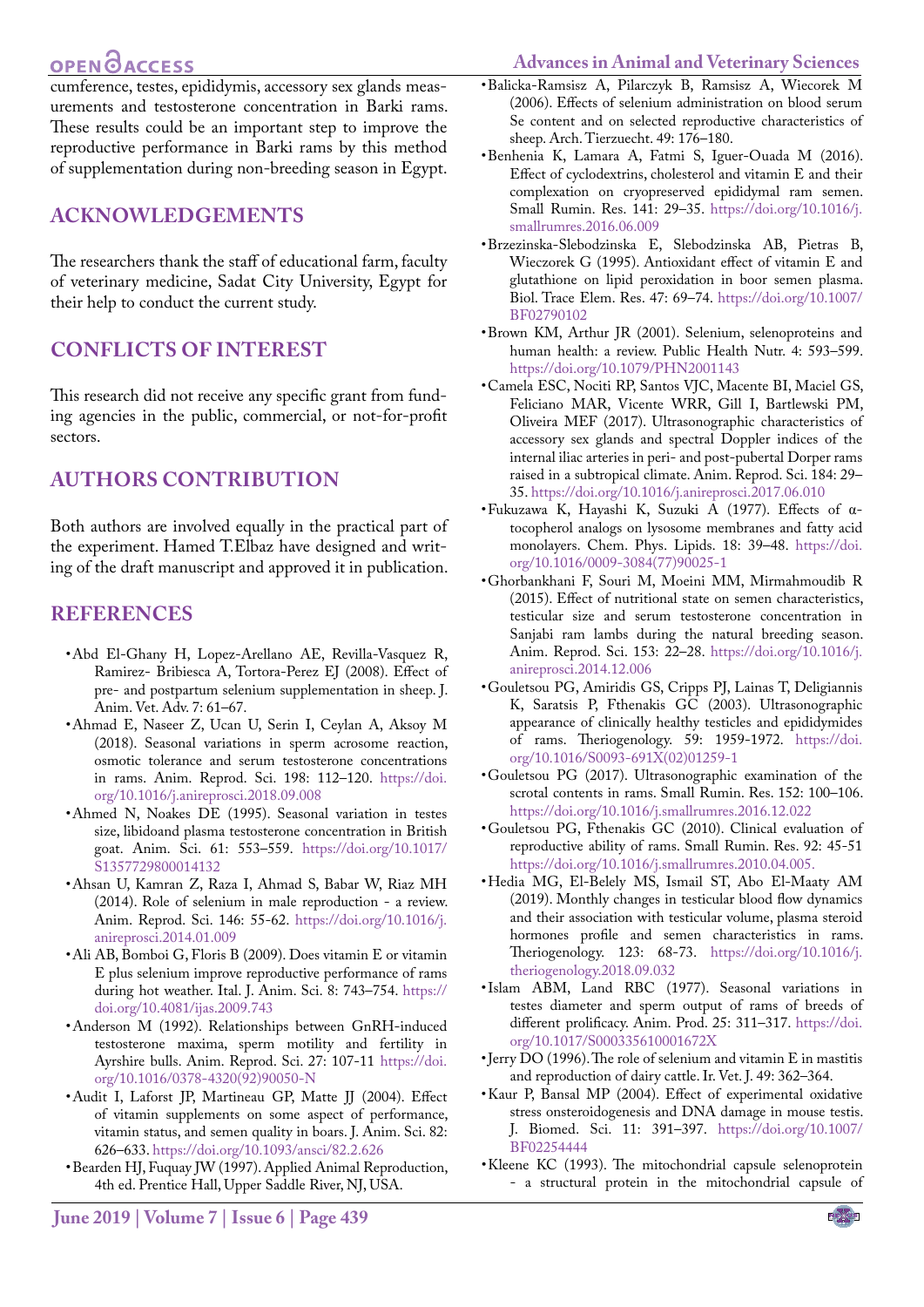cumference, testes, epididymis, accessory sex glands measurements and testosterone concentration in Barki rams. These results could be an important step to improve the reproductive performance in Barki rams by this method of supplementation during non-breeding season in Egypt.

## ACKNOWLEDGEMENTS

The researchers thank the staff of educational farm, faculty of veterinary medicine, Sadat City University, Egypt for their help to conduct the current study.

## CONFLICTS OF INTEREST

This research did not receive any specific grant from funding agencies in the public, commercial, or not-for-profit sectors.

## AUTHORS CONTRIBUTION

Both authors are involved equally in the practical part of the experiment. Hamed T.Elbaz have designed and writing of the draft manuscript and approved it in publication.

## REFERENCES

- Abd El-Ghany H, Lopez-Arellano AE, Revilla-Vasquez R, Ramirez- Bribiesca A, Tortora-Perez EJ (2008). Effect of pre- and postpartum selenium supplementation in sheep. J. Anim. Vet. Adv. 7: 61–67.
- Ahmad E, Naseer Z, Ucan U, Serin I, Ceylan A, Aksoy M (2018). Seasonal variations in sperm acrosome reaction, osmotic tolerance and serum testosterone concentrations in rams. Anim. Reprod. Sci. 198: 112–120. https://doi.org/10.1016/j.anireprosci.2018.09.008
- Ahmed N, Noakes DE (1995). Seasonal variation in testes size, libidoand plasma testosterone concentration in British goat. Anim. Sci. 61: 553–559. https://doi.org/10.1017/S1357729800014132
- Ahsan U, Kamran Z, Raza I, Ahmad S, Babar W, Riaz MH (2014). Role of selenium in male reproduction - a review. Anim. Reprod. Sci. 146: 55-62. https://doi.org/10.1016/j.anireprosci.2014.01.009
- Ali AB, Bomboi G, Floris B (2009). Does vitamin E or vitamin E plus selenium improve reproductive performance of rams during hot weather. Ital. J. Anim. Sci. 8: 743–754. https://doi.org/10.4081/ijas.2009.743
- Anderson M (1992). Relationships between GnRH-induced testosterone maxima, sperm motility and fertility in Ayrshire bulls. Anim. Reprod. Sci. 27: 107-11 https://doi.org/10.1016/0378-4320(92)90050-N
- Audit I, Laforst JP, Martineau GP, Matte JJ (2004). Effect of vitamin supplements on some aspect of performance, vitamin status, and semen quality in boars. J. Anim. Sci. 82: 626–633. https://doi.org/10.1093/ansci/82.2.626
- Bearden HJ, Fuquay JW (1997). Applied Animal Reproduction, 4th ed. Prentice Hall, Upper Saddle River, NJ, USA.
- Balicka-Ramsisz A, Pilarczyk B, Ramsisz A, Wiecorek M (2006). Effects of selenium administration on blood serum Se content and on selected reproductive characteristics of sheep. Arch. Tierzuecht. 49: 176–180.
- Benhenia K, Lamara A, Fatmi S, Iguer-Ouada M (2016). Effect of cyclodextrins, cholesterol and vitamin E and their complexation on cryopreserved epididymal ram semen. Small Rumin. Res. 141: 29–35. https://doi.org/10.1016/j.smallrumres.2016.06.009
- Brzezinska-Slebodzinska E, Slebodzinska AB, Pietras B, Wieczorek G (1995). Antioxidant effect of vitamin E and glutathione on lipid peroxidation in boor semen plasma. Biol. Trace Elem. Res. 47: 69–74. https://doi.org/10.1007/BF02790102
- Brown KM, Arthur JR (2001). Selenium, selenoproteins and human health: a review. Public Health Nutr. 4: 593–599. https://doi.org/10.1079/PHN2001143
- Camela ESC, Nociti RP, Santos VJC, Macente BI, Maciel GS, Feliciano MAR, Vicente WRR, Gill I, Bartlewski PM, Oliveira MEF (2017). Ultrasonographic characteristics of accessory sex glands and spectral Doppler indices of the internal iliac arteries in peri- and post-pubertal Dorper rams raised in a subtropical climate. Anim. Reprod. Sci. 184: 29–35. https://doi.org/10.1016/j.anireprosci.2017.06.010
- Fukuzawa K, Hayashi K, Suzuki A (1977). Effects of α-tocopherol analogs on lysosome membranes and fatty acid monolayers. Chem. Phys. Lipids. 18: 39–48. https://doi.org/10.1016/0009-3084(77)90025-1
- Ghorbankhani F, Souri M, Moeini MM, Mirmahmoudib R (2015). Effect of nutritional state on semen characteristics, testicular size and serum testosterone concentration in Sanjabi ram lambs during the natural breeding season. Anim. Reprod. Sci. 153: 22–28. https://doi.org/10.1016/j.anireprosci.2014.12.006
- Gouletsou PG, Amiridis GS, Cripps PJ, Lainas T, Deligiannis K, Saratsis P, Fthenakis GC (2003). Ultrasonographic appearance of clinically healthy testicles and epididymides of rams. Theriogenology. 59: 1959-1972. https://doi.org/10.1016/S0093-691X(02)01259-1
- Gouletsou PG (2017). Ultrasonographic examination of the scrotal contents in rams. Small Rumin. Res. 152: 100–106. https://doi.org/10.1016/j.smallrumres.2016.12.022
- Gouletsou PG, Fthenakis GC (2010). Clinical evaluation of reproductive ability of rams. Small Rumin. Res. 92: 45-51 https://doi.org/10.1016/j.smallrumres.2010.04.005.
- Hedia MG, El-Belely MS, Ismail ST, Abo El-Maaty AM (2019). Monthly changes in testicular blood flow dynamics and their association with testicular volume, plasma steroid hormones profile and semen characteristics in rams. Theriogenology. 123: 68-73. https://doi.org/10.1016/j.theriogenology.2018.09.032
- Islam ABM, Land RBC (1977). Seasonal variations in testes diameter and sperm output of rams of breeds of different prolificacy. Anim. Prod. 25: 311–317. https://doi.org/10.1017/S000335610001672X
- Jerry DO (1996). The role of selenium and vitamin E in mastitis and reproduction of dairy cattle. Ir. Vet. J. 49: 362–364.
- Kaur P, Bansal MP (2004). Effect of experimental oxidative stress onsteroidogenesis and DNA damage in mouse testis. J. Biomed. Sci. 11: 391–397. https://doi.org/10.1007/BF02254444
- Kleene KC (1993). The mitochondrial capsule selenoprotein - a structural protein in the mitochondrial capsule of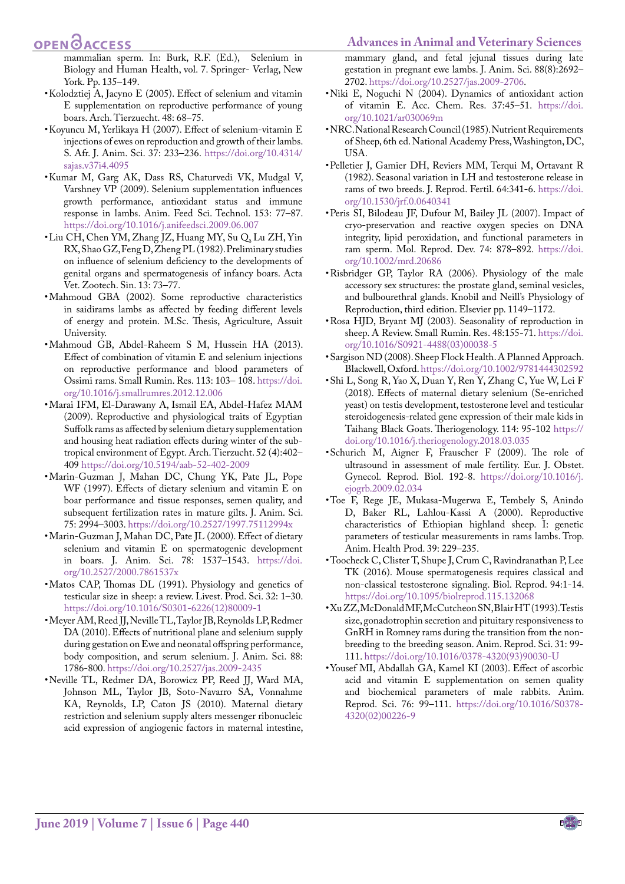mammalian sperm. In: Burk, R.F. (Ed.), Selenium in Biology and Human Health, vol. 7. Springer- Verlag, New York. Pp. 135–149.

- Kolodztiej A, Jacyno E (2005). Effect of selenium and vitamin E supplementation on reproductive performance of young boars. Arch. Tierzuecht. 48: 68–75.
- Koyuncu M, Yerlikaya H (2007). Effect of selenium-vitamin E injections of ewes on reproduction and growth of their lambs. S. Afr. J. Anim. Sci. 37: 233–236. https://doi.org/10.4314/sajas.v37i4.4095
- Kumar M, Garg AK, Dass RS, Chaturvedi VK, Mudgal V, Varshney VP (2009). Selenium supplementation influences growth performance, antioxidant status and immune response in lambs. Anim. Feed Sci. Technol. 153: 77–87. https://doi.org/10.1016/j.anifeedsci.2009.06.007
- Liu CH, Chen YM, Zhang JZ, Huang MY, Su Q, Lu ZH, Yin RX, Shao GZ, Feng D, Zheng PL (1982). Preliminary studies on influence of selenium deficiency to the developments of genital organs and spermatogenesis of infancy boars. Acta Vet. Zootech. Sin. 13: 73–77.
- Mahmoud GBA (2002). Some reproductive characteristics in saidirams lambs as affected by feeding different levels of energy and protein. M.Sc. Thesis, Agriculture, Assuit University.
- Mahmoud GB, Abdel-Raheem S M, Hussein HA (2013). Effect of combination of vitamin E and selenium injections on reproductive performance and blood parameters of Ossimi rams. Small Rumin. Res. 113: 103– 108. https://doi.org/10.1016/j.smallrumres.2012.12.006
- Marai IFM, El-Darawany A, Ismail EA, Abdel-Hafez MAM (2009). Reproductive and physiological traits of Egyptian Suffolk rams as affected by selenium dietary supplementation and housing heat radiation effects during winter of the sub-tropical environment of Egypt. Arch. Tierzucht. 52 (4):402–409 https://doi.org/10.5194/aab-52-402-2009
- Marin-Guzman J, Mahan DC, Chung YK, Pate JL, Pope WF (1997). Effects of dietary selenium and vitamin E on boar performance and tissue responses, semen quality, and subsequent fertilization rates in mature gilts. J. Anim. Sci. 75: 2994–3003. https://doi.org/10.2527/1997.75112994x
- Marin-Guzman J, Mahan DC, Pate JL (2000). Effect of dietary selenium and vitamin E on spermatogenic development in boars. J. Anim. Sci. 78: 1537–1543. https://doi.org/10.2527/2000.7861537x
- Matos CAP, Thomas DL (1991). Physiology and genetics of testicular size in sheep: a review. Livest. Prod. Sci. 32: 1–30. https://doi.org/10.1016/S0301-6226(12)80009-1
- Meyer AM, Reed JJ, Neville TL, Taylor JB, Reynolds LP, Redmer DA (2010). Effects of nutritional plane and selenium supply during gestation on Ewe and neonatal offspring performance, body composition, and serum selenium. J. Anim. Sci. 88: 1786-800. https://doi.org/10.2527/jas.2009-2435
- Neville TL, Redmer DA, Borowicz PP, Reed JJ, Ward MA, Johnson ML, Taylor JB, Soto-Navarro SA, Vonnahme KA, Reynolds, LP, Caton JS (2010). Maternal dietary restriction and selenium supply alters messenger ribonucleic acid expression of angiogenic factors in maternal intestine, mammary gland, and fetal jejunal tissues during late gestation in pregnant ewe lambs. J. Anim. Sci. 88(8):2692–2702. https://doi.org/10.2527/jas.2009-2706.
- Niki E, Noguchi N (2004). Dynamics of antioxidant action of vitamin E. Acc. Chem. Res. 37:45–51. https://doi.org/10.1021/ar030069m
- NRC. National Research Council (1985). Nutrient Requirements of Sheep, 6th ed. National Academy Press, Washington, DC, USA.
- Pelletier J, Gamier DH, Reviers MM, Terqui M, Ortavant R (1982). Seasonal variation in LH and testosterone release in rams of two breeds. J. Reprod. Fertil. 64:341-6. https://doi.org/10.1530/jrf.0.0640341
- Peris SI, Bilodeau JF, Dufour M, Bailey JL (2007). Impact of cryo-preservation and reactive oxygen species on DNA integrity, lipid peroxidation, and functional parameters in ram sperm. Mol. Reprod. Dev. 74: 878–892. https://doi.org/10.1002/mrd.20686
- Risbridger GP, Taylor RA (2006). Physiology of the male accessory sex structures: the prostate gland, seminal vesicles, and bulbourethral glands. Knobil and Neill's Physiology of Reproduction, third edition. Elsevier pp. 1149–1172.
- Rosa HJD, Bryant MJ (2003). Seasonality of reproduction in sheep. A Review. Small Rumin. Res. 48:155-71. https://doi.org/10.1016/S0921-4488(03)00038-5
- Sargison ND (2008). Sheep Flock Health. A Planned Approach. Blackwell, Oxford. https://doi.org/10.1002/9781444302592
- Shi L, Song R, Yao X, Duan Y, Ren Y, Zhang C, Yue W, Lei F (2018). Effects of maternal dietary selenium (Se-enriched yeast) on testis development, testosterone level and testicular steroidogenesis-related gene expression of their male kids in Taihang Black Goats. Theriogenology. 114: 95-102 https://doi.org/10.1016/j.theriogenology.2018.03.035
- Schurich M, Aigner F, Frauscher F (2009). The role of ultrasound in assessment of male fertility. Eur. J. Obstet. Gynecol. Reprod. Biol. 192-8. https://doi.org/10.1016/j.ejogrb.2009.02.034
- Toe F, Rege JE, Mukasa-Mugerwa E, Tembely S, Anindo D, Baker RL, Lahlou-Kassi A (2000). Reproductive characteristics of Ethiopian highland sheep. I: genetic parameters of testicular measurements in rams lambs. Trop. Anim. Health Prod. 39: 229–235.
- Toocheck C, Clister T, Shupe J, Crum C, Ravindranathan P, Lee TK (2016). Mouse spermatogenesis requires classical and non-classical testosterone signaling. Biol. Reprod. 94:1-14. https://doi.org/10.1095/biolreprod.115.132068
- Xu ZZ, McDonald MF, McCutcheon SN, Blair HT (1993). Testis size, gonadotrophin secretion and pituitary responsiveness to GnRH in Romney rams during the transition from the non-breeding to the breeding season. Anim. Reprod. Sci. 31: 99-111. https://doi.org/10.1016/0378-4320(93)90030-U
- Yousef MI, Abdallah GA, Kamel KI (2003). Effect of ascorbic acid and vitamin E supplementation on semen quality and biochemical parameters of male rabbits. Anim. Reprod. Sci. 76: 99–111. https://doi.org/10.1016/S0378-4320(02)00226-9